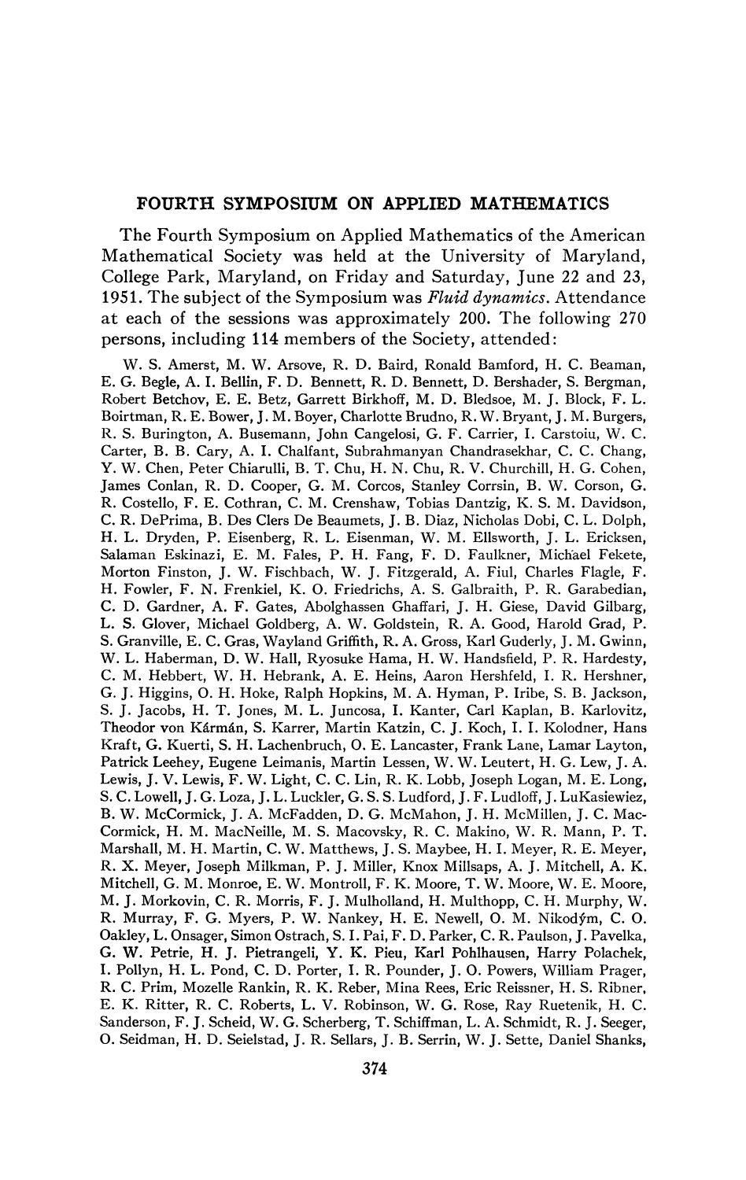## FOURTH SYMPOSIUM ON APPLIED MATHEMATICS

The Fourth Symposium on Applied Mathematics of the American Mathematical Society was held at the University of Maryland, College Park, Maryland, on Friday and Saturday, June 22 and 23, 1951. The subject of the Symposium was *Fluid dynamics*. Attendance at each of the sessions was approximately 200. The following 270 persons, including 114 members of the Society, attended:

W. S. Amerst, M. W. Arsove, R. D. Baird, Ronald Bamford, H. C. Beaman, E. G. Begle, A. I. Bellin, F. D. Bennett, R. D. Bennett, D. Bershader, S. Bergman, Robert Betchov, E. E. Betz, Garrett Birkhoff, M. D. Bledsoe, M. J. Block, F. L. Boirtman, R. E. Bower, J. M. Boyer, Charlotte Brudno, R. W. Bryant, J. M. Burgers, R. S. Burington, A. Busemann, John Cangelosi, G. F. Carrier, I. Carstoiu, W. C. Carter, B. B. Cary, A. I. Chalfant, Subrahmanyan Chandrasekhar, C. C. Chang, Y. W. Chen, Peter Chiarulli, B. T. Chu, H. N. Chu, R. V. Churchill, H. G. Cohen, James Conlan, R. D. Cooper, G. M. Corcos, Stanley Corrsin, B. W. Corson, G. R. Costello, F. E. Cothran, C. M. Crenshaw, Tobias Dantzig, K. S. M. Davidson, C. R. DePrima, B. Des Clers De Beaumets, J. B. Diaz, Nicholas Dobi, C. L. Dolph, H. L. Dryden, P. Eisenberg, R. L. Eisenman, W. M. Ellsworth, J. L. Ericksen, Salaman Eskinazi, E. M. Fales, P. H. Fang, F. D. Faulkner, Michael Fekete, Morton Finston, J. W. Fischbach, W. J. Fitzgerald, A. Fiul, Charles Flagle, F. H. Fowler, F. N. Frenkiel, K. O. Friedrichs, A. S. Galbraith, P. R. Garabedian, C. D. Gardner, A. F. Gates, Abolghassen Ghaffari, J. H. Giese, David Gilbarg, L. S. Glover, Michael Goldberg, A. W. Goldstein, R. A. Good, Harold Grad, P. S. Granville, E. C. Gras, Wayland Griffith, R. A. Gross, Karl Guderly, J. M. Gwinn, W. L. Haberman, D. W. Hall, Ryosuke Hama, H. W. Handsfield, P. R. Hardesty, C. M. Hebbert, W. H. Hebrank, A. E. Heins, Aaron Hershfeld, I. R. Hershner, G. J. Higgins, O. H. Hoke, Ralph Hopkins, M. A. Hyman, P. Iribe, S. B. Jackson, S. J. Jacobs, H. T. Jones, M. L. Juncosa, I. Kanter, Carl Kaplan, B. Karlovitz, Theodor von Kármán, S. Karrer, Martin Katzin, C. J. Koch, I. I. Kolodner, Hans Kraft, G. Kuerti, S. H. Lachenbruch, O. E. Lancaster, Frank Lane, Lamar Layton, Patrick Leehey, Eugene Leimanis, Martin Lessen, W. W. Leutert, H. G. Lew, J. A. Lewis, J. V. Lewis, F. W. Light, C. C. Lin, R. K. Lobb, Joseph Logan, M. E. Long, S. C. Lowell, J. G. Loza, J. L. Luckler, G. S. S. Ludford, J. F. Ludloff, J. LuKasiewiez, B. W. McCormick, J. A. McFadden, D. G. McMahon, J. H. McMillen, J. C. MacCormick, H. M. MacNeille, M. S. Macovsky, R. C. Makino, W. R. Mann, P. T. Marshall, M. H. Martin, C. W. Matthews, J. S. Maybee, H. I. Meyer, R. E. Meyer, R. X. Meyer, Joseph Milkman, P. J. Miller, Knox Millsaps, A. J. Mitchell, A. K. Mitchell, G. M. Monroe, E. W. Montroll, F. K. Moore, T. W. Moore, W. E. Moore, M. J. Morkovin, C. R. Morris, F. J. Mulholland, H. Multhopp, C. H. Murphy, W. R. Murray, F. G. Myers, P. W. Nankey, H. E. Newell, O. M. Nikodým, C. O. Oakley, L. Onsager, Simon Ostrach, S. I. Pai, F. D. Parker, C. R. Paulson, J. Pavelka, G. W. Petrie, H. J. Pietrangeli, Y. K. Pieu, Karl Pohlhausen, Harry Polachek, I. Pollyn, H. L. Pond, C. D. Porter, I. R. Pounder, J. O. Powers, William Prager, R. C. Prim, Mozelle Rankin, R. K. Reber, Mina Rees, Eric Reissner, H. S. Ribner, E. K. Ritter, R. C. Roberts, L. V. Robinson, W. G. Rose, Ray Ruetenik, H. C. Sanderson, F. J. Scheid, W. G. Scherberg, T. Schiffman, L. A. Schmidt, R. J. Seeger, O. Seidman, H. D. Seielstad, J. R. Sellars, J. B. Serrin, W. J. Sette, Daniel Shanks,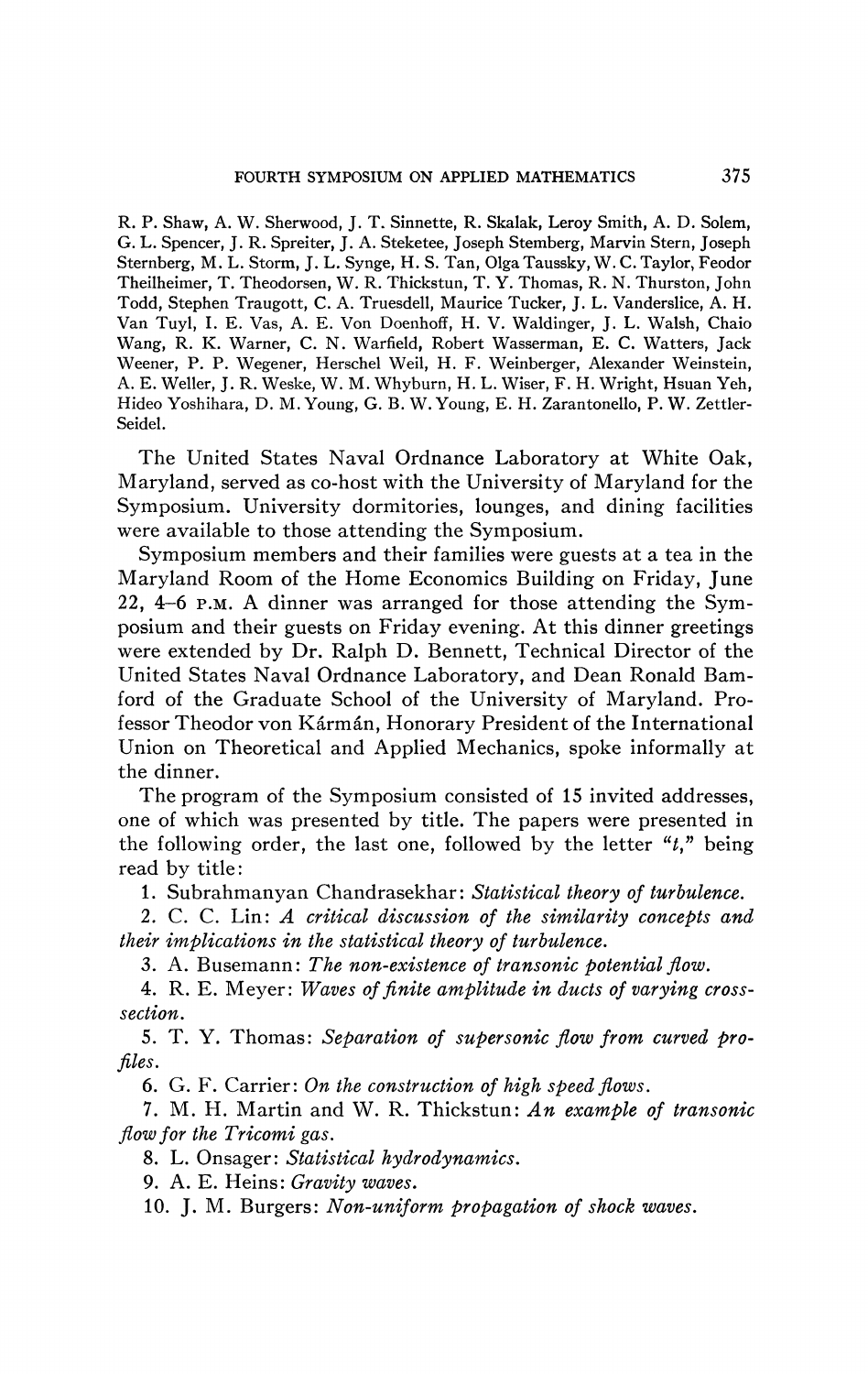R. P. Shaw, A. W. Sherwood, J. T. Sinnette, R. Skalak, Leroy Smith, A. D. Solem, G. L. Spencer, J. R. Spreiter, J. A. Steketee, Joseph Stemberg, Marvin Stern, Joseph Sternberg, M. L. Storm, J. L. Synge, H. S. Tan, Olga Taussky, W. C. Taylor, Feodor Theilheimer, T. Theodorsen, W. R. Thickstun, T. Y. Thomas, R. N. Thurston, John Todd, Stephen Traugott, C. A. Truesdell, Maurice Tucker, J. L. Vanderslice, A. H. Van Tuyl, I. E. Vas, A. E. Von Doenhoff, H. V. Waldinger, J. L. Walsh, Chaio Wang, R. K. Warner, C. N. Warfield, Robert Wasserman, E. C. Watters, Jack Weener, P. P. Wegener, Herschel Weil, H. F. Weinberger, Alexander Weinstein, A. E. Weller, J. R. Weske, W. M. Whyburn, H. L. Wiser, F. H. Wright, Hsuan Yeh, Hideo Yoshihara, D. M. Young, G. B. W. Young, E. H. Zarantonello, P. W. Zettler-Seidel.

The United States Naval Ordnance Laboratory at White Oak, Maryland, served as co-host with the University of Maryland for the Symposium. University dormitories, lounges, and dining facilities were available to those attending the Symposium.

Symposium members and their families were guests at a tea in the Maryland Room of the Home Economics Building on Friday, June 22, 4–6 P.M. A dinner was arranged for those attending the Symposium and their guests on Friday evening. At this dinner greetings were extended by Dr. Ralph D. Bennett, Technical Director of the United States Naval Ordnance Laboratory, and Dean Ronald Bamford of the Graduate School of the University of Maryland. Professor Theodor von Kármán, Honorary President of the International Union on Theoretical and Applied Mechanics, spoke informally at the dinner.

The program of the Symposium consisted of 15 invited addresses, one of which was presented by title. The papers were presented in the following order, the last one, followed by the letter "*t*," being read by title:

1. Subrahmanyan Chandrasekhar: *Statistical theory of turbulence.*
2. C. C. Lin: *A critical discussion of the similarity concepts and their implications in the statistical theory of turbulence.*
3. A. Busemann: *The non-existence of transonic potential flow.*
4. R. E. Meyer: *Waves of finite amplitude in ducts of varying cross-section.*
5. T. Y. Thomas: *Separation of supersonic flow from curved profiles.*
6. G. F. Carrier: *On the construction of high speed flows.*
7. M. H. Martin and W. R. Thickstun: *An example of transonic flow for the Tricomi gas.*
8. L. Onsager: *Statistical hydrodynamics.*
9. A. E. Heins: *Gravity waves.*
10. J. M. Burgers: *Non-uniform propagation of shock waves.*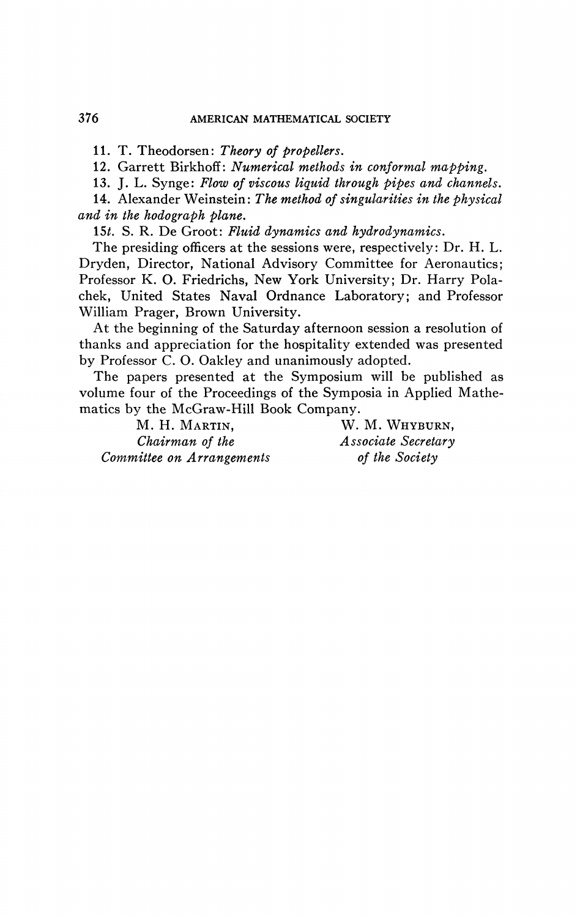11. T. Theodorsen: *Theory of propellers.*

12. Garrett Birkhoff: *Numerical methods in conformal mapping.*

13. J. L. Synge: *Flow of viscous liquid through pipes and channels.*

14. Alexander Weinstein: *The method of singularities in the physical and in the hodograph plane.*

15*t*. S. R. De Groot: *Fluid dynamics and hydrodynamics.*

The presiding officers at the sessions were, respectively: Dr. H. L. Dryden, Director, National Advisory Committee for Aeronautics; Professor K. O. Friedrichs, New York University; Dr. Harry Polachek, United States Naval Ordnance Laboratory; and Professor William Prager, Brown University.

At the beginning of the Saturday afternoon session a resolution of thanks and appreciation for the hospitality extended was presented by Professor C. O. Oakley and unanimously adopted.

The papers presented at the Symposium will be published as volume four of the Proceedings of the Symposia in Applied Mathematics by the McGraw-Hill Book Company.

M. H. Martin,
*Chairman of the Committee on Arrangements*

W. M. Whyburn,
*Associate Secretary of the Society*